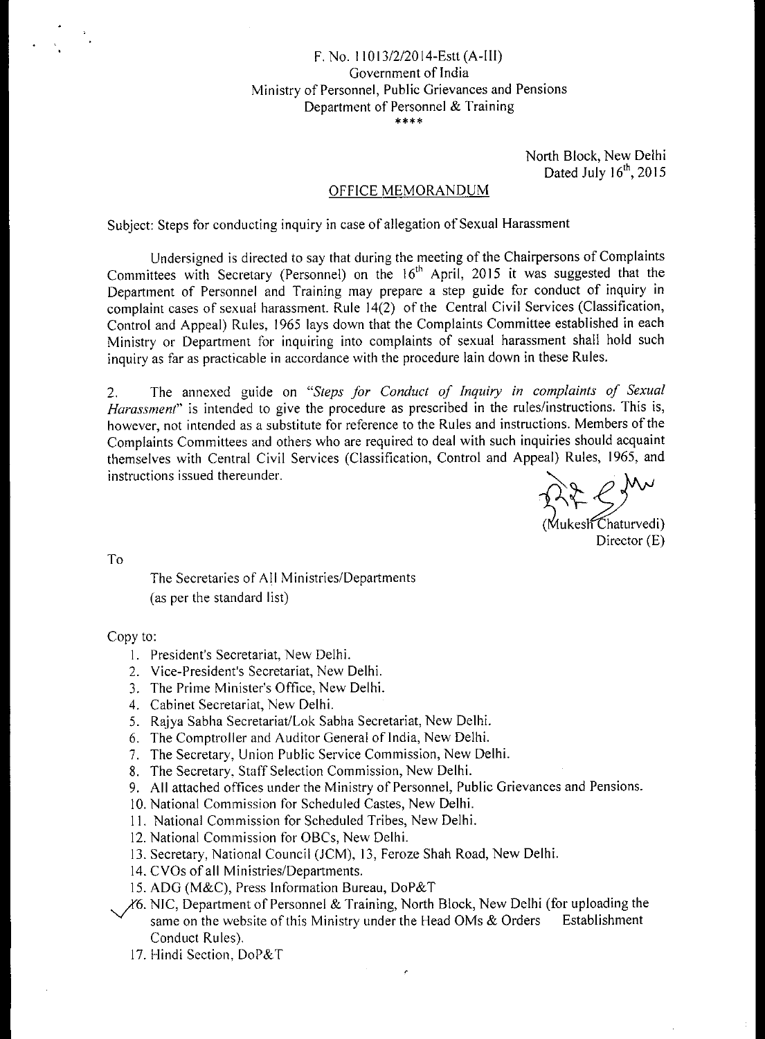F. No. 11013/2/2014-Estt (A-III)
Government of India
Ministry of Personnel, Public Grievances and Pensions
Department of Personnel & Training
****

North Block, New Delhi
Dated July 16th, 2015

OFFICE MEMORANDUM

Subject: Steps for conducting inquiry in case of allegation of Sexual Harassment

Undersigned is directed to say that during the meeting of the Chairpersons of Complaints Committees with Secretary (Personnel) on the 16th April, 2015 it was suggested that the Department of Personnel and Training may prepare a step guide for conduct of inquiry in complaint cases of sexual harassment. Rule 14(2) of the Central Civil Services (Classification, Control and Appeal) Rules, 1965 lays down that the Complaints Committee established in each Ministry or Department for inquiring into complaints of sexual harassment shall hold such inquiry as far as practicable in accordance with the procedure lain down in these Rules.

2. The annexed guide on "*Steps for Conduct of Inquiry in complaints of Sexual Harassment*" is intended to give the procedure as prescribed in the rules/instructions. This is, however, not intended as a substitute for reference to the Rules and instructions. Members of the Complaints Committees and others who are required to deal with such inquiries should acquaint themselves with Central Civil Services (Classification, Control and Appeal) Rules, 1965, and instructions issued thereunder.

(Mukesh Chaturvedi)
Director (E)

To

The Secretaries of All Ministries/Departments
(as per the standard list)

Copy to:

1. President's Secretariat, New Delhi.
2. Vice-President's Secretariat, New Delhi.
3. The Prime Minister's Office, New Delhi.
4. Cabinet Secretariat, New Delhi.
5. Rajya Sabha Secretariat/Lok Sabha Secretariat, New Delhi.
6. The Comptroller and Auditor General of India, New Delhi.
7. The Secretary, Union Public Service Commission, New Delhi.
8. The Secretary, Staff Selection Commission, New Delhi.
9. All attached offices under the Ministry of Personnel, Public Grievances and Pensions.
10. National Commission for Scheduled Castes, New Delhi.
11. National Commission for Scheduled Tribes, New Delhi.
12. National Commission for OBCs, New Delhi.
13. Secretary, National Council (JCM), 13, Feroze Shah Road, New Delhi.
14. CVOs of all Ministries/Departments.
15. ADG (M&C), Press Information Bureau, DoP&T
16. NIC, Department of Personnel & Training, North Block, New Delhi (for uploading the same on the website of this Ministry under the Head OMs & Orders Establishment Conduct Rules).
17. Hindi Section, DoP&T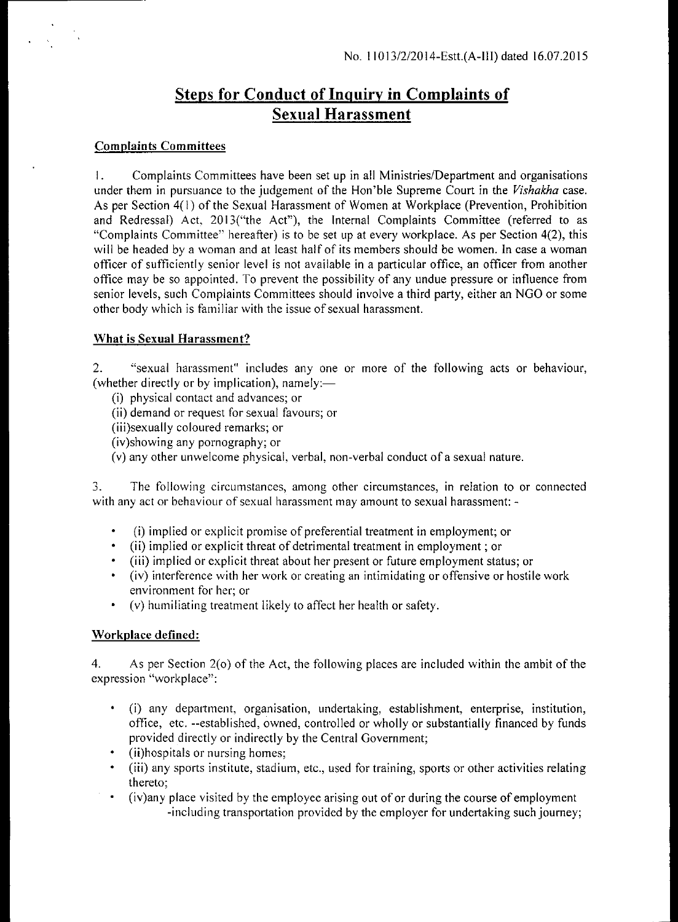No. 11013/2/2014-Estt.(A-III) dated 16.07.2015

# Steps for Conduct of Inquiry in Complaints of Sexual Harassment

## Complaints Committees

1. Complaints Committees have been set up in all Ministries/Department and organisations under them in pursuance to the judgement of the Hon'ble Supreme Court in the *Vishakha* case. As per Section 4(1) of the Sexual Harassment of Women at Workplace (Prevention, Prohibition and Redressal) Act, 2013("the Act"), the Internal Complaints Committee (referred to as "Complaints Committee" hereafter) is to be set up at every workplace. As per Section 4(2), this will be headed by a woman and at least half of its members should be women. In case a woman officer of sufficiently senior level is not available in a particular office, an officer from another office may be so appointed. To prevent the possibility of any undue pressure or influence from senior levels, such Complaints Committees should involve a third party, either an NGO or some other body which is familiar with the issue of sexual harassment.

## What is Sexual Harassment?

2. "sexual harassment" includes any one or more of the following acts or behaviour, (whether directly or by implication), namely:—
   (i) physical contact and advances; or
   (ii) demand or request for sexual favours; or
   (iii)sexually coloured remarks; or
   (iv)showing any pornography; or
   (v) any other unwelcome physical, verbal, non-verbal conduct of a sexual nature.

3. The following circumstances, among other circumstances, in relation to or connected with any act or behaviour of sexual harassment may amount to sexual harassment: -

- (i) implied or explicit promise of preferential treatment in employment; or
- (ii) implied or explicit threat of detrimental treatment in employment ; or
- (iii) implied or explicit threat about her present or future employment status; or
- (iv) interference with her work or creating an intimidating or offensive or hostile work environment for her; or
- (v) humiliating treatment likely to affect her health or safety.

## Workplace defined:

4. As per Section 2(o) of the Act, the following places are included within the ambit of the expression "workplace":

- (i) any department, organisation, undertaking, establishment, enterprise, institution, office, etc. --established, owned, controlled or wholly or substantially financed by funds provided directly or indirectly by the Central Government;
- (ii)hospitals or nursing homes;
- (iii) any sports institute, stadium, etc., used for training, sports or other activities relating thereto;
- (iv)any place visited by the employee arising out of or during the course of employment -including transportation provided by the employer for undertaking such journey;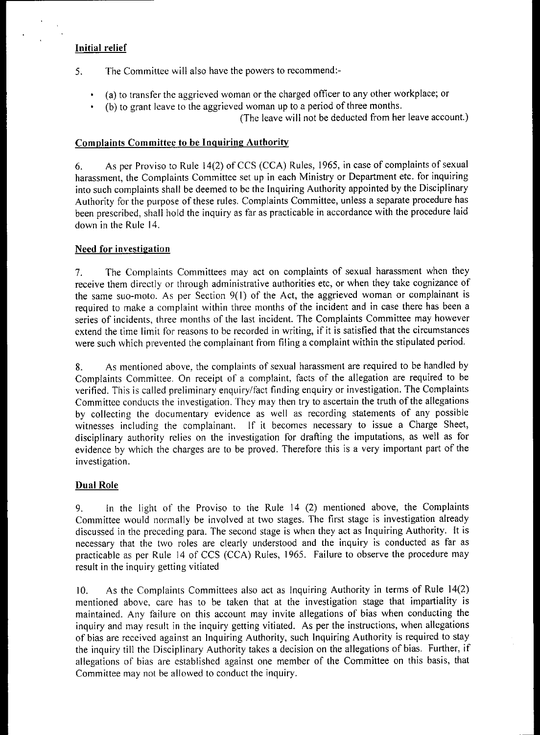**Initial relief**

5. The Committee will also have the powers to recommend:-

- (a) to transfer the aggrieved woman or the charged officer to any other workplace; or
- (b) to grant leave to the aggrieved woman up to a period of three months.

(The leave will not be deducted from her leave account.)

**Complaints Committee to be Inquiring Authority**

6. As per Proviso to Rule 14(2) of CCS (CCA) Rules, 1965, in case of complaints of sexual harassment, the Complaints Committee set up in each Ministry or Department etc. for inquiring into such complaints shall be deemed to be the Inquiring Authority appointed by the Disciplinary Authority for the purpose of these rules. Complaints Committee, unless a separate procedure has been prescribed, shall hold the inquiry as far as practicable in accordance with the procedure laid down in the Rule 14.

**Need for investigation**

7. The Complaints Committees may act on complaints of sexual harassment when they receive them directly or through administrative authorities etc, or when they take cognizance of the same suo-moto. As per Section 9(1) of the Act, the aggrieved woman or complainant is required to make a complaint within three months of the incident and in case there has been a series of incidents, three months of the last incident. The Complaints Committee may however extend the time limit for reasons to be recorded in writing, if it is satisfied that the circumstances were such which prevented the complainant from filing a complaint within the stipulated period.

8. As mentioned above, the complaints of sexual harassment are required to be handled by Complaints Committee. On receipt of a complaint, facts of the allegation are required to be verified. This is called preliminary enquiry/fact finding enquiry or investigation. The Complaints Committee conducts the investigation. They may then try to ascertain the truth of the allegations by collecting the documentary evidence as well as recording statements of any possible witnesses including the complainant. If it becomes necessary to issue a Charge Sheet, disciplinary authority relies on the investigation for drafting the imputations, as well as for evidence by which the charges are to be proved. Therefore this is a very important part of the investigation.

**Dual Role**

9. In the light of the Proviso to the Rule 14 (2) mentioned above, the Complaints Committee would normally be involved at two stages. The first stage is investigation already discussed in the preceding para. The second stage is when they act as Inquiring Authority. It is necessary that the two roles are clearly understood and the inquiry is conducted as far as practicable as per Rule 14 of CCS (CCA) Rules, 1965. Failure to observe the procedure may result in the inquiry getting vitiated

10. As the Complaints Committees also act as Inquiring Authority in terms of Rule 14(2) mentioned above, care has to be taken that at the investigation stage that impartiality is maintained. Any failure on this account may invite allegations of bias when conducting the inquiry and may result in the inquiry getting vitiated. As per the instructions, when allegations of bias are received against an Inquiring Authority, such Inquiring Authority is required to stay the inquiry till the Disciplinary Authority takes a decision on the allegations of bias. Further, if allegations of bias are established against one member of the Committee on this basis, that Committee may not be allowed to conduct the inquiry.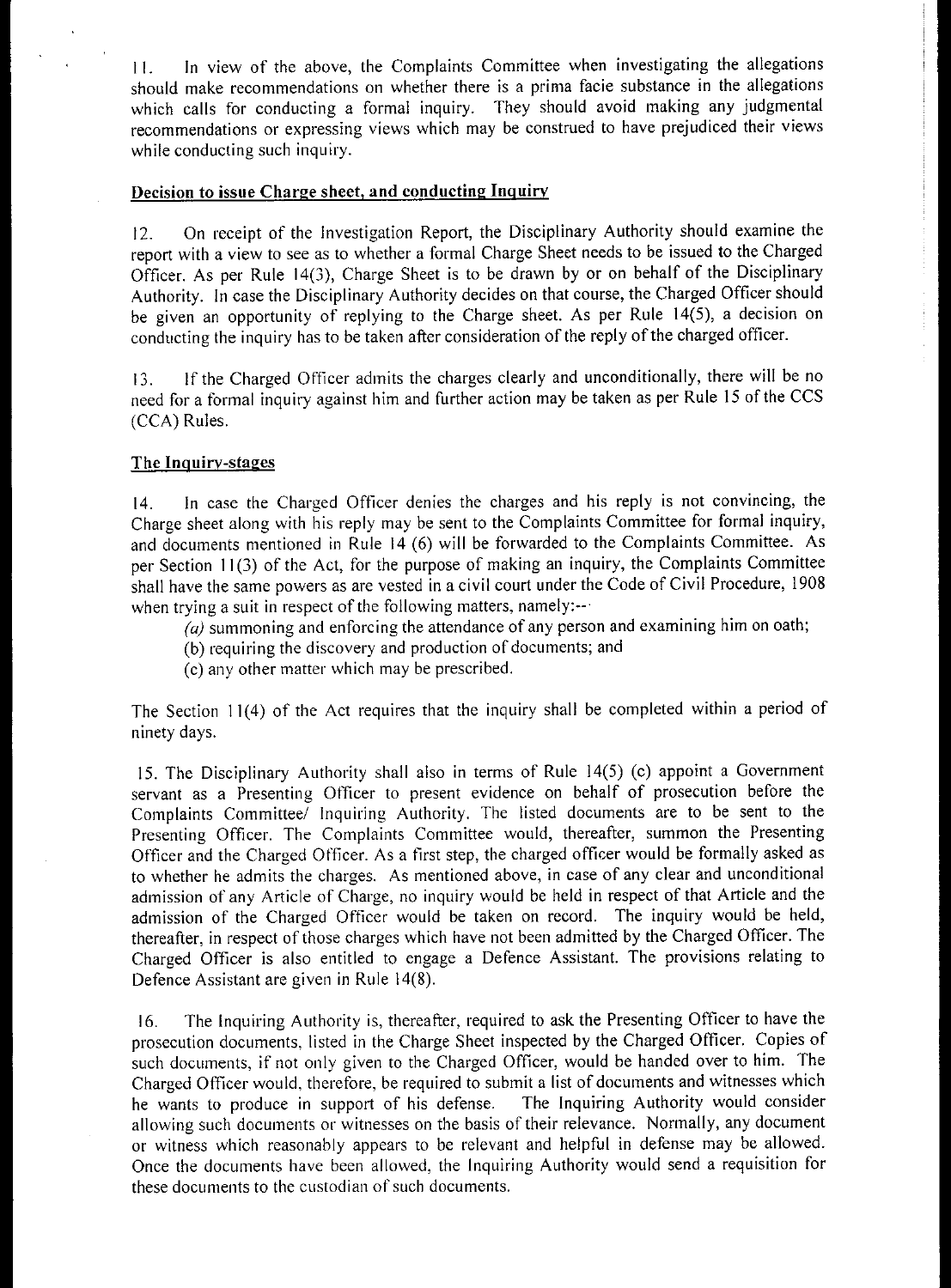11. In view of the above, the Complaints Committee when investigating the allegations should make recommendations on whether there is a prima facie substance in the allegations which calls for conducting a formal inquiry. They should avoid making any judgmental recommendations or expressing views which may be construed to have prejudiced their views while conducting such inquiry.

## Decision to issue Charge sheet, and conducting Inquiry

12. On receipt of the Investigation Report, the Disciplinary Authority should examine the report with a view to see as to whether a formal Charge Sheet needs to be issued to the Charged Officer. As per Rule 14(3), Charge Sheet is to be drawn by or on behalf of the Disciplinary Authority. In case the Disciplinary Authority decides on that course, the Charged Officer should be given an opportunity of replying to the Charge sheet. As per Rule 14(5), a decision on conducting the inquiry has to be taken after consideration of the reply of the charged officer.

13. If the Charged Officer admits the charges clearly and unconditionally, there will be no need for a formal inquiry against him and further action may be taken as per Rule 15 of the CCS (CCA) Rules.

## The Inquiry-stages

14. In case the Charged Officer denies the charges and his reply is not convincing, the Charge sheet along with his reply may be sent to the Complaints Committee for formal inquiry, and documents mentioned in Rule 14 (6) will be forwarded to the Complaints Committee. As per Section 11(3) of the Act, for the purpose of making an inquiry, the Complaints Committee shall have the same powers as are vested in a civil court under the Code of Civil Procedure, 1908 when trying a suit in respect of the following matters, namely:--

(a) summoning and enforcing the attendance of any person and examining him on oath;
(b) requiring the discovery and production of documents; and
(c) any other matter which may be prescribed.

The Section 11(4) of the Act requires that the inquiry shall be completed within a period of ninety days.

15. The Disciplinary Authority shall also in terms of Rule 14(5) (c) appoint a Government servant as a Presenting Officer to present evidence on behalf of prosecution before the Complaints Committee/ Inquiring Authority. The listed documents are to be sent to the Presenting Officer. The Complaints Committee would, thereafter, summon the Presenting Officer and the Charged Officer. As a first step, the charged officer would be formally asked as to whether he admits the charges. As mentioned above, in case of any clear and unconditional admission of any Article of Charge, no inquiry would be held in respect of that Article and the admission of the Charged Officer would be taken on record. The inquiry would be held, thereafter, in respect of those charges which have not been admitted by the Charged Officer. The Charged Officer is also entitled to engage a Defence Assistant. The provisions relating to Defence Assistant are given in Rule 14(8).

16. The Inquiring Authority is, thereafter, required to ask the Presenting Officer to have the prosecution documents, listed in the Charge Sheet inspected by the Charged Officer. Copies of such documents, if not only given to the Charged Officer, would be handed over to him. The Charged Officer would, therefore, be required to submit a list of documents and witnesses which he wants to produce in support of his defense. The Inquiring Authority would consider allowing such documents or witnesses on the basis of their relevance. Normally, any document or witness which reasonably appears to be relevant and helpful in defense may be allowed. Once the documents have been allowed, the Inquiring Authority would send a requisition for these documents to the custodian of such documents.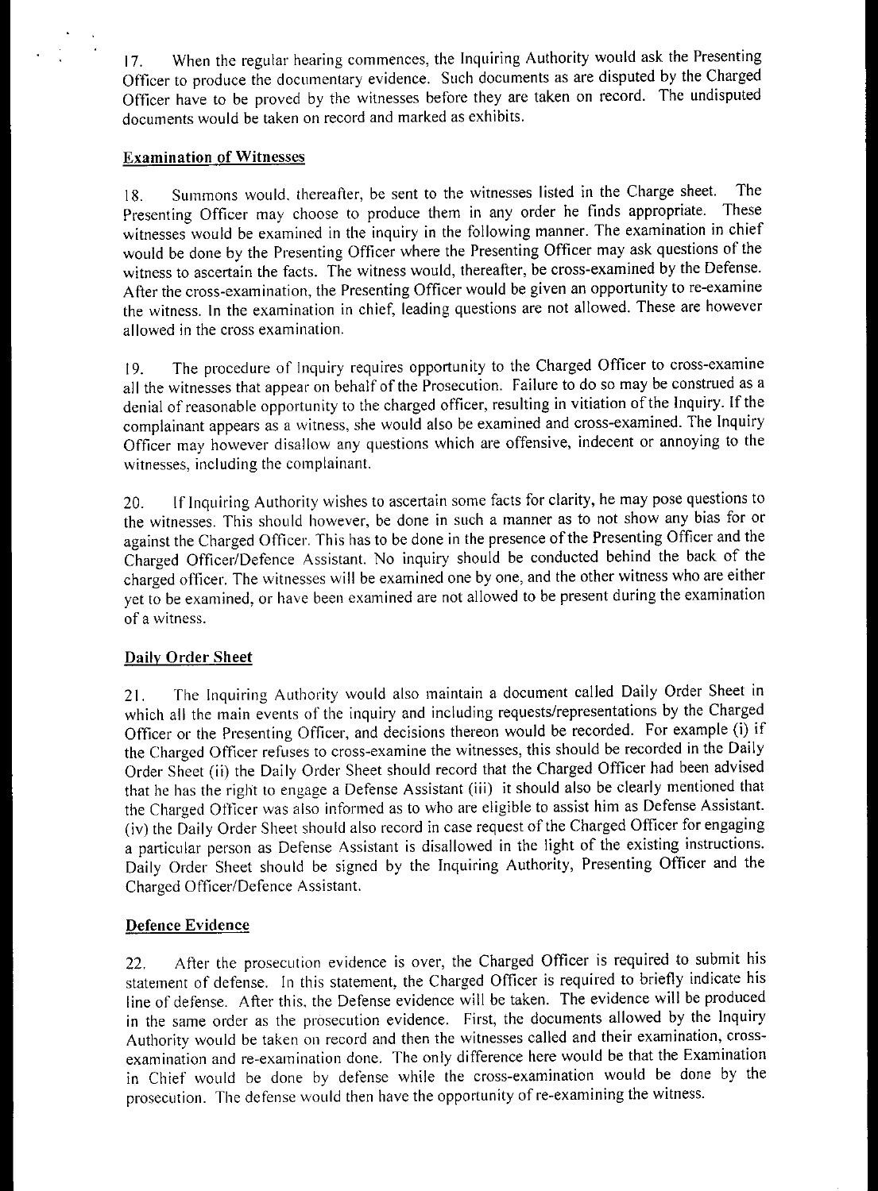17. When the regular hearing commences, the Inquiring Authority would ask the Presenting Officer to produce the documentary evidence. Such documents as are disputed by the Charged Officer have to be proved by the witnesses before they are taken on record. The undisputed documents would be taken on record and marked as exhibits.

## Examination of Witnesses

18. Summons would, thereafter, be sent to the witnesses listed in the Charge sheet. The Presenting Officer may choose to produce them in any order he finds appropriate. These witnesses would be examined in the inquiry in the following manner. The examination in chief would be done by the Presenting Officer where the Presenting Officer may ask questions of the witness to ascertain the facts. The witness would, thereafter, be cross-examined by the Defense. After the cross-examination, the Presenting Officer would be given an opportunity to re-examine the witness. In the examination in chief, leading questions are not allowed. These are however allowed in the cross examination.

19. The procedure of Inquiry requires opportunity to the Charged Officer to cross-examine all the witnesses that appear on behalf of the Prosecution. Failure to do so may be construed as a denial of reasonable opportunity to the charged officer, resulting in vitiation of the Inquiry. If the complainant appears as a witness, she would also be examined and cross-examined. The Inquiry Officer may however disallow any questions which are offensive, indecent or annoying to the witnesses, including the complainant.

20. If Inquiring Authority wishes to ascertain some facts for clarity, he may pose questions to the witnesses. This should however, be done in such a manner as to not show any bias for or against the Charged Officer. This has to be done in the presence of the Presenting Officer and the Charged Officer/Defence Assistant. No inquiry should be conducted behind the back of the charged officer. The witnesses will be examined one by one, and the other witness who are either yet to be examined, or have been examined are not allowed to be present during the examination of a witness.

## Daily Order Sheet

21. The Inquiring Authority would also maintain a document called Daily Order Sheet in which all the main events of the inquiry and including requests/representations by the Charged Officer or the Presenting Officer, and decisions thereon would be recorded. For example (i) if the Charged Officer refuses to cross-examine the witnesses, this should be recorded in the Daily Order Sheet (ii) the Daily Order Sheet should record that the Charged Officer had been advised that he has the right to engage a Defense Assistant (iii) it should also be clearly mentioned that the Charged Officer was also informed as to who are eligible to assist him as Defense Assistant. (iv) the Daily Order Sheet should also record in case request of the Charged Officer for engaging a particular person as Defense Assistant is disallowed in the light of the existing instructions. Daily Order Sheet should be signed by the Inquiring Authority, Presenting Officer and the Charged Officer/Defence Assistant.

## Defence Evidence

22. After the prosecution evidence is over, the Charged Officer is required to submit his statement of defense. In this statement, the Charged Officer is required to briefly indicate his line of defense. After this, the Defense evidence will be taken. The evidence will be produced in the same order as the prosecution evidence. First, the documents allowed by the Inquiry Authority would be taken on record and then the witnesses called and their examination, cross-examination and re-examination done. The only difference here would be that the Examination in Chief would be done by defense while the cross-examination would be done by the prosecution. The defense would then have the opportunity of re-examining the witness.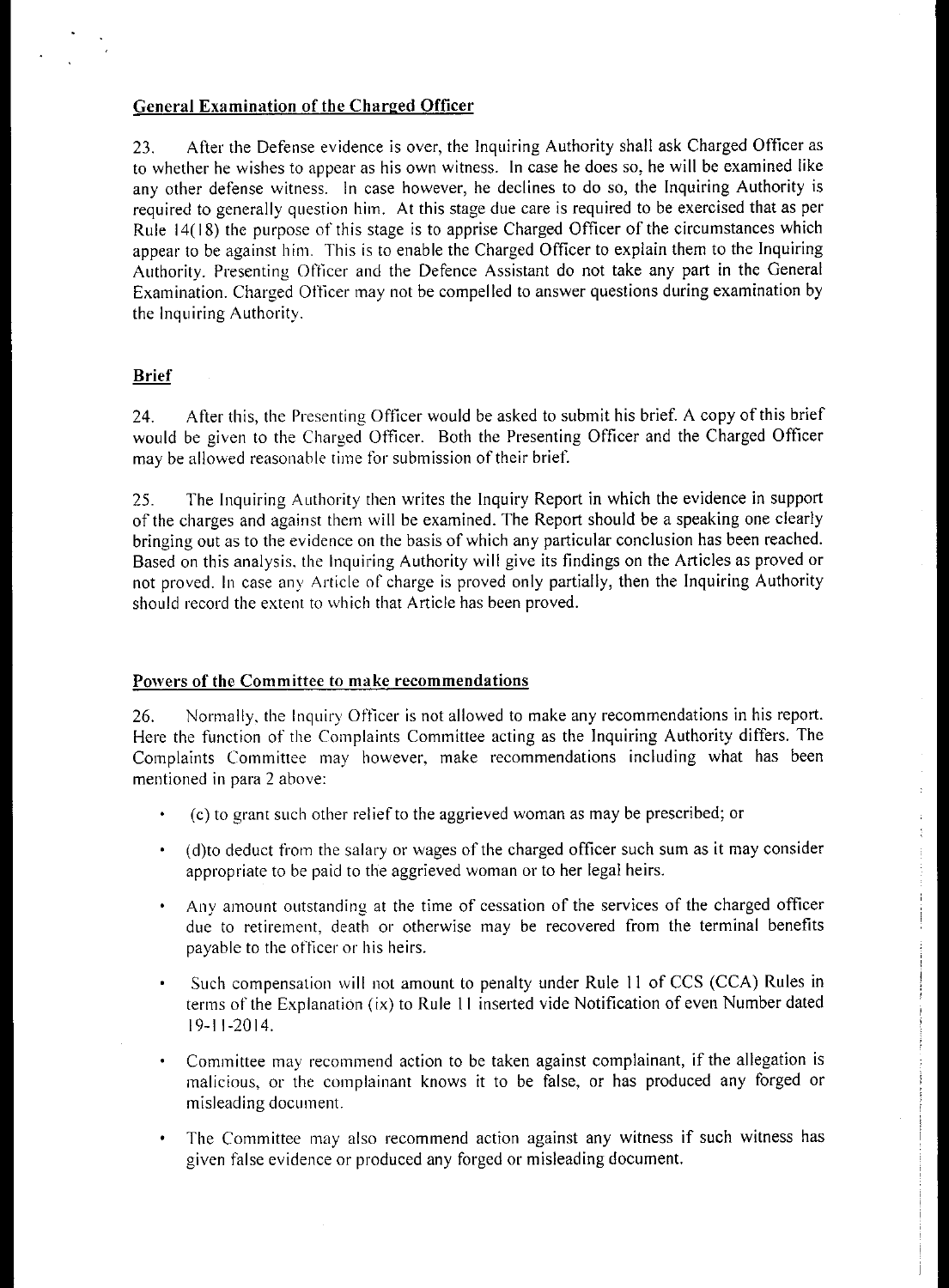**General Examination of the Charged Officer**

23. After the Defense evidence is over, the Inquiring Authority shall ask Charged Officer as to whether he wishes to appear as his own witness. In case he does so, he will be examined like any other defense witness. In case however, he declines to do so, the Inquiring Authority is required to generally question him. At this stage due care is required to be exercised that as per Rule 14(18) the purpose of this stage is to apprise Charged Officer of the circumstances which appear to be against him. This is to enable the Charged Officer to explain them to the Inquiring Authority. Presenting Officer and the Defence Assistant do not take any part in the General Examination. Charged Officer may not be compelled to answer questions during examination by the Inquiring Authority.

**Brief**

24. After this, the Presenting Officer would be asked to submit his brief. A copy of this brief would be given to the Charged Officer. Both the Presenting Officer and the Charged Officer may be allowed reasonable time for submission of their brief.

25. The Inquiring Authority then writes the Inquiry Report in which the evidence in support of the charges and against them will be examined. The Report should be a speaking one clearly bringing out as to the evidence on the basis of which any particular conclusion has been reached. Based on this analysis, the Inquiring Authority will give its findings on the Articles as proved or not proved. In case any Article of charge is proved only partially, then the Inquiring Authority should record the extent to which that Article has been proved.

**Powers of the Committee to make recommendations**

26. Normally, the Inquiry Officer is not allowed to make any recommendations in his report. Here the function of the Complaints Committee acting as the Inquiring Authority differs. The Complaints Committee may however, make recommendations including what has been mentioned in para 2 above:

- (c) to grant such other relief to the aggrieved woman as may be prescribed; or
- (d)to deduct from the salary or wages of the charged officer such sum as it may consider appropriate to be paid to the aggrieved woman or to her legal heirs.
- Any amount outstanding at the time of cessation of the services of the charged officer due to retirement, death or otherwise may be recovered from the terminal benefits payable to the officer or his heirs.
- Such compensation will not amount to penalty under Rule 11 of CCS (CCA) Rules in terms of the Explanation (ix) to Rule 11 inserted vide Notification of even Number dated 19-11-2014.
- Committee may recommend action to be taken against complainant, if the allegation is malicious, or the complainant knows it to be false, or has produced any forged or misleading document.
- The Committee may also recommend action against any witness if such witness has given false evidence or produced any forged or misleading document.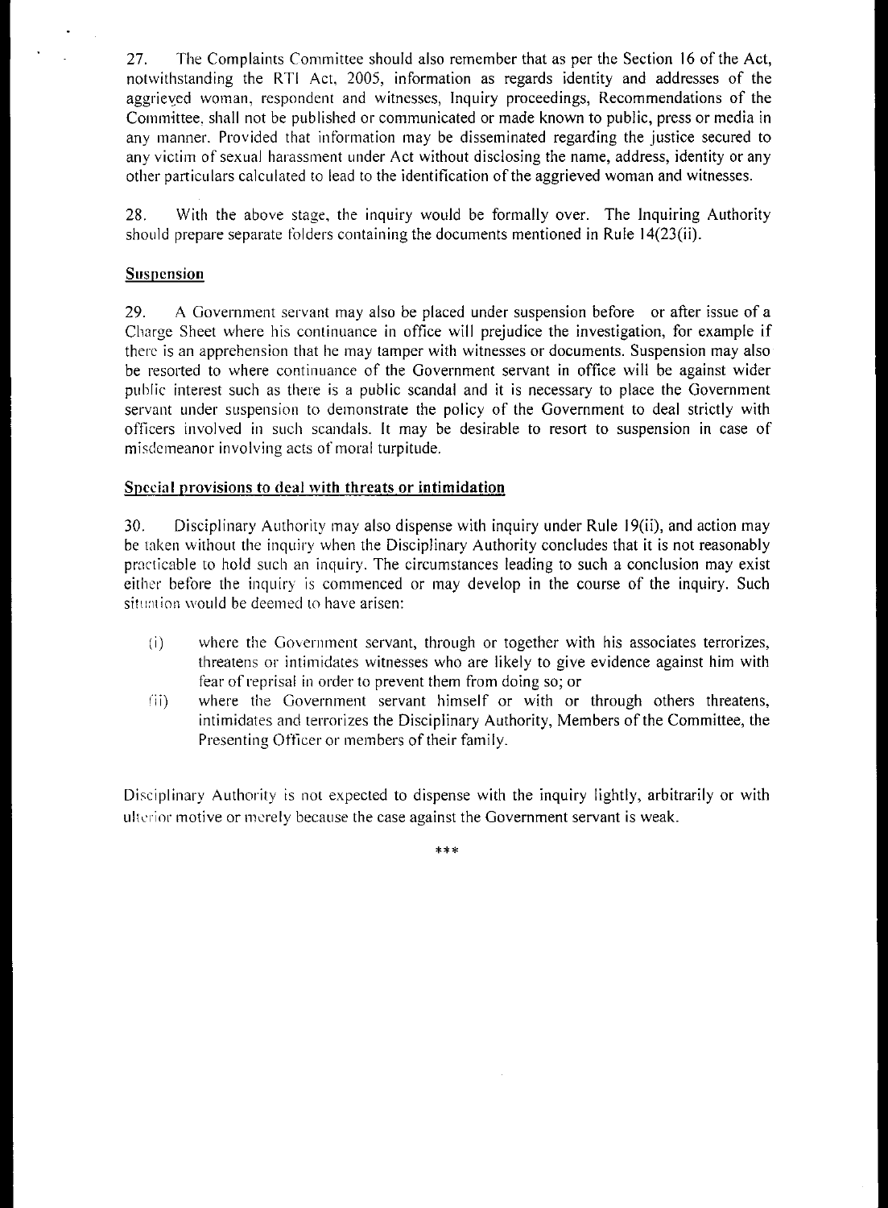27. The Complaints Committee should also remember that as per the Section 16 of the Act, notwithstanding the RTI Act, 2005, information as regards identity and addresses of the aggrieved woman, respondent and witnesses, Inquiry proceedings, Recommendations of the Committee, shall not be published or communicated or made known to public, press or media in any manner. Provided that information may be disseminated regarding the justice secured to any victim of sexual harassment under Act without disclosing the name, address, identity or any other particulars calculated to lead to the identification of the aggrieved woman and witnesses.

28. With the above stage, the inquiry would be formally over. The Inquiring Authority should prepare separate folders containing the documents mentioned in Rule 14(23(ii).

**Suspension**

29. A Government servant may also be placed under suspension before or after issue of a Charge Sheet where his continuance in office will prejudice the investigation, for example if there is an apprehension that he may tamper with witnesses or documents. Suspension may also be resorted to where continuance of the Government servant in office will be against wider public interest such as there is a public scandal and it is necessary to place the Government servant under suspension to demonstrate the policy of the Government to deal strictly with officers involved in such scandals. It may be desirable to resort to suspension in case of misdemeanor involving acts of moral turpitude.

**Special provisions to deal with threats or intimidation**

30. Disciplinary Authority may also dispense with inquiry under Rule 19(ii), and action may be taken without the inquiry when the Disciplinary Authority concludes that it is not reasonably practicable to hold such an inquiry. The circumstances leading to such a conclusion may exist either before the inquiry is commenced or may develop in the course of the inquiry. Such situation would be deemed to have arisen:

(i) where the Government servant, through or together with his associates terrorizes, threatens or intimidates witnesses who are likely to give evidence against him with fear of reprisal in order to prevent them from doing so; or

(ii) where the Government servant himself or with or through others threatens, intimidates and terrorizes the Disciplinary Authority, Members of the Committee, the Presenting Officer or members of their family.

Disciplinary Authority is not expected to dispense with the inquiry lightly, arbitrarily or with ulterior motive or merely because the case against the Government servant is weak.

***